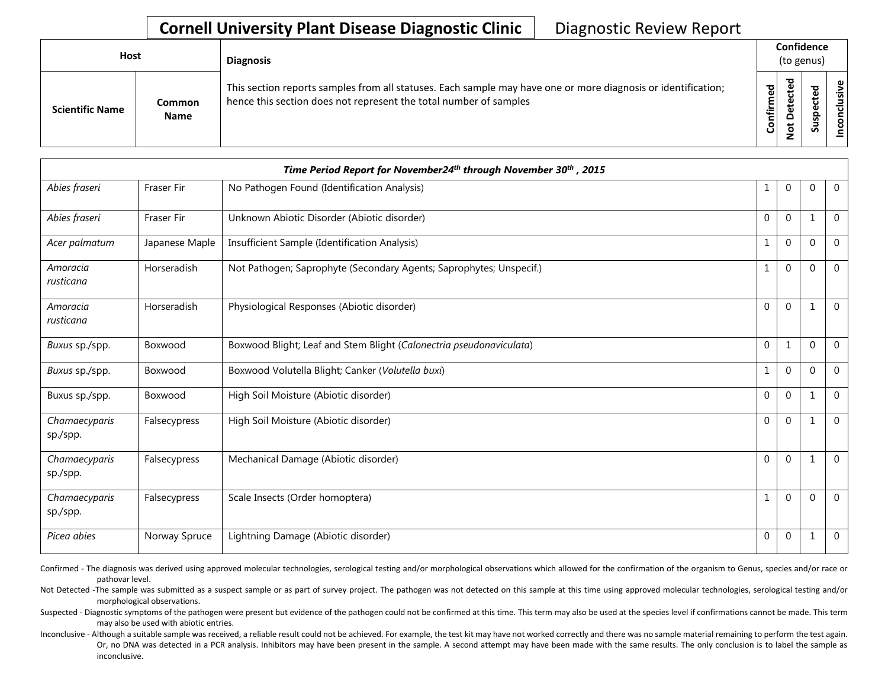# Cornell University Plant Disease Diagnostic Clinic — Diagnostic Review Report

| Host | | Diagnosis | Confidence (to genus) | | | |
|---|---|---|---|---|---|---|
| Scientific Name | Common Name | This section reports samples from all statuses. Each sample may have one or more diagnosis or identification; hence this section does not represent the total number of samples | Confirmed | Not Detected | Suspected | Inconclusive |
| ***Time Period Report for November24th through November 30th , 2015*** | | | | | | |
| *Abies fraseri* | Fraser Fir | No Pathogen Found (Identification Analysis) | 1 | 0 | 0 | 0 |
| *Abies fraseri* | Fraser Fir | Unknown Abiotic Disorder (Abiotic disorder) | 0 | 0 | 1 | 0 |
| *Acer palmatum* | Japanese Maple | Insufficient Sample (Identification Analysis) | 1 | 0 | 0 | 0 |
| *Amoracia rusticana* | Horseradish | Not Pathogen; Saprophyte (Secondary Agents; Saprophytes; Unspecif.) | 1 | 0 | 0 | 0 |
| *Amoracia rusticana* | Horseradish | Physiological Responses (Abiotic disorder) | 0 | 0 | 1 | 0 |
| *Buxus* sp./spp. | Boxwood | Boxwood Blight; Leaf and Stem Blight (*Calonectria pseudonaviculata*) | 0 | 1 | 0 | 0 |
| *Buxus* sp./spp. | Boxwood | Boxwood Volutella Blight; Canker (*Volutella buxi*) | 1 | 0 | 0 | 0 |
| Buxus sp./spp. | Boxwood | High Soil Moisture (Abiotic disorder) | 0 | 0 | 1 | 0 |
| *Chamaecyparis* sp./spp. | Falsecypress | High Soil Moisture (Abiotic disorder) | 0 | 0 | 1 | 0 |
| *Chamaecyparis* sp./spp. | Falsecypress | Mechanical Damage (Abiotic disorder) | 0 | 0 | 1 | 0 |
| *Chamaecyparis* sp./spp. | Falsecypress | Scale Insects (Order homoptera) | 1 | 0 | 0 | 0 |
| *Picea abies* | Norway Spruce | Lightning Damage (Abiotic disorder) | 0 | 0 | 1 | 0 |

Confirmed - The diagnosis was derived using approved molecular technologies, serological testing and/or morphological observations which allowed for the confirmation of the organism to Genus, species and/or race or pathovar level.

Not Detected -The sample was submitted as a suspect sample or as part of survey project. The pathogen was not detected on this sample at this time using approved molecular technologies, serological testing and/or morphological observations.

Suspected - Diagnostic symptoms of the pathogen were present but evidence of the pathogen could not be confirmed at this time. This term may also be used at the species level if confirmations cannot be made. This term may also be used with abiotic entries.

Inconclusive - Although a suitable sample was received, a reliable result could not be achieved. For example, the test kit may have not worked correctly and there was no sample material remaining to perform the test again. Or, no DNA was detected in a PCR analysis. Inhibitors may have been present in the sample. A second attempt may have been made with the same results. The only conclusion is to label the sample as inconclusive.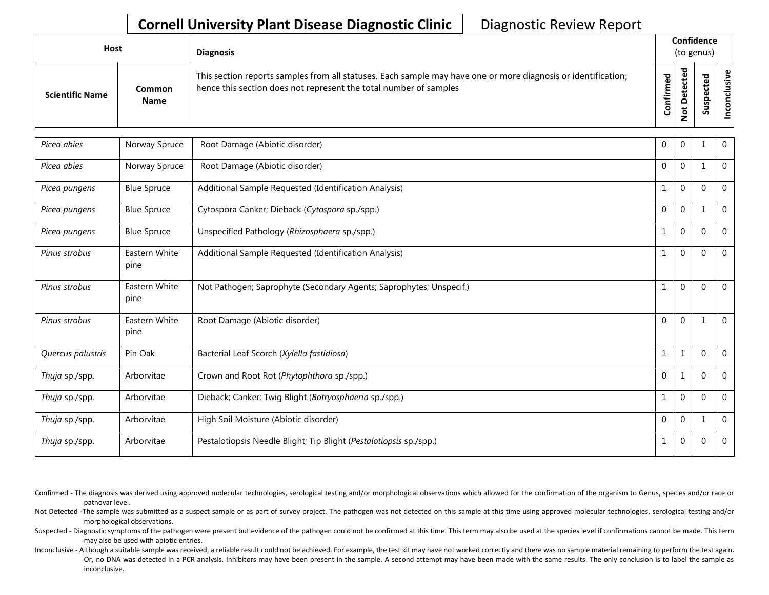**Cornell University Plant Disease Diagnostic Clinic** Diagnostic Review Report

| Host | | Diagnosis | Confidence (to genus) | | | |
|---|---|---|---|---|---|---|
| Scientific Name | Common Name | This section reports samples from all statuses. Each sample may have one or more diagnosis or identification; hence this section does not represent the total number of samples | Confirmed | Not Detected | Suspected | Inconclusive |
| *Picea abies* | Norway Spruce | Root Damage (Abiotic disorder) | 0 | 0 | 1 | 0 |
| *Picea abies* | Norway Spruce | Root Damage (Abiotic disorder) | 0 | 0 | 1 | 0 |
| *Picea pungens* | Blue Spruce | Additional Sample Requested (Identification Analysis) | 1 | 0 | 0 | 0 |
| *Picea pungens* | Blue Spruce | Cytospora Canker; Dieback (*Cytospora* sp./spp.) | 0 | 0 | 1 | 0 |
| *Picea pungens* | Blue Spruce | Unspecified Pathology (*Rhizosphaera* sp./spp.) | 1 | 0 | 0 | 0 |
| *Pinus strobus* | Eastern White pine | Additional Sample Requested (Identification Analysis) | 1 | 0 | 0 | 0 |
| *Pinus strobus* | Eastern White pine | Not Pathogen; Saprophyte (Secondary Agents; Saprophytes; Unspecif.) | 1 | 0 | 0 | 0 |
| *Pinus strobus* | Eastern White pine | Root Damage (Abiotic disorder) | 0 | 0 | 1 | 0 |
| *Quercus palustris* | Pin Oak | Bacterial Leaf Scorch (*Xylella fastidiosa*) | 1 | 1 | 0 | 0 |
| *Thuja* sp./spp. | Arborvitae | Crown and Root Rot (*Phytophthora* sp./spp.) | 0 | 1 | 0 | 0 |
| *Thuja* sp./spp. | Arborvitae | Dieback; Canker; Twig Blight (*Botryosphaeria* sp./spp.) | 1 | 0 | 0 | 0 |
| *Thuja* sp./spp. | Arborvitae | High Soil Moisture (Abiotic disorder) | 0 | 0 | 1 | 0 |
| *Thuja* sp./spp. | Arborvitae | Pestalotiopsis Needle Blight; Tip Blight (*Pestalotiopsis* sp./spp.) | 1 | 0 | 0 | 0 |

Confirmed - The diagnosis was derived using approved molecular technologies, serological testing and/or morphological observations which allowed for the confirmation of the organism to Genus, species and/or race or pathovar level.

Not Detected -The sample was submitted as a suspect sample or as part of survey project. The pathogen was not detected on this sample at this time using approved molecular technologies, serological testing and/or morphological observations.

Suspected - Diagnostic symptoms of the pathogen were present but evidence of the pathogen could not be confirmed at this time. This term may also be used at the species level if confirmations cannot be made. This term may also be used with abiotic entries.

Inconclusive - Although a suitable sample was received, a reliable result could not be achieved. For example, the test kit may have not worked correctly and there was no sample material remaining to perform the test again. Or, no DNA was detected in a PCR analysis. Inhibitors may have been present in the sample. A second attempt may have been made with the same results. The only conclusion is to label the sample as inconclusive.